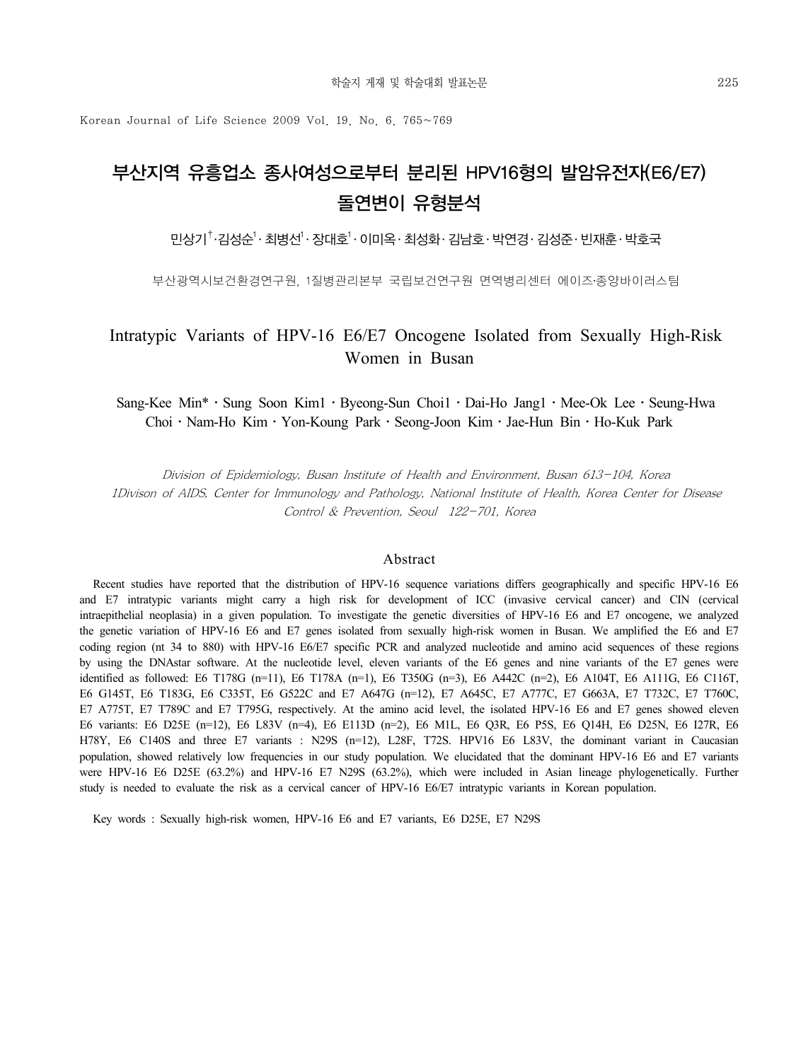Korean Journal of Life Science 2009 Vol. 19. No. 6. 765~769

# 부산지역 유흥업소 종사여성으로부터 분리된 HPV16형의 발암유전자(E6/E7) 돌연변이 유형분석

민상기[†]·김성순[1]·최병선[1]·장대호[1]·이미옥·최성화·김남호·박연경·김성준·빈재훈·박호국

부산광역시보건환경연구원, 1질병관리본부 국립보건연구원 면역병리센터 에이즈·종양바이러스팀

# Intratypic Variants of HPV-16 E6/E7 Oncogene Isolated from Sexually High-Risk Women in Busan

Sang-Kee Min* · Sung Soon Kim1 · Byeong-Sun Choi1 · Dai-Ho Jang1 · Mee-Ok Lee · Seung-Hwa Choi · Nam-Ho Kim · Yon-Koung Park · Seong-Joon Kim · Jae-Hun Bin · Ho-Kuk Park

*Division of Epidemiology, Busan Institute of Health and Environment, Busan 613-104, Korea*
*1Divison of AIDS, Center for Immunology and Pathology, National Institute of Health, Korea Center for Disease Control & Prevention, Seoul 122-701, Korea*

## Abstract

Recent studies have reported that the distribution of HPV-16 sequence variations differs geographically and specific HPV-16 E6 and E7 intratypic variants might carry a high risk for development of ICC (invasive cervical cancer) and CIN (cervical intraepithelial neoplasia) in a given population. To investigate the genetic diversities of HPV-16 E6 and E7 oncogene, we analyzed the genetic variation of HPV-16 E6 and E7 genes isolated from sexually high-risk women in Busan. We amplified the E6 and E7 coding region (nt 34 to 880) with HPV-16 E6/E7 specific PCR and analyzed nucleotide and amino acid sequences of these regions by using the DNAstar software. At the nucleotide level, eleven variants of the E6 genes and nine variants of the E7 genes were identified as followed: E6 T178G (n=11), E6 T178A (n=1), E6 T350G (n=3), E6 A442C (n=2), E6 A104T, E6 A111G, E6 C116T, E6 G145T, E6 T183G, E6 C335T, E6 G522C and E7 A647G (n=12), E7 A645C, E7 A777C, E7 G663A, E7 T732C, E7 T760C, E7 A775T, E7 T789C and E7 T795G, respectively. At the amino acid level, the isolated HPV-16 E6 and E7 genes showed eleven E6 variants: E6 D25E (n=12), E6 L83V (n=4), E6 E113D (n=2), E6 M1L, E6 Q3R, E6 P5S, E6 Q14H, E6 D25N, E6 I27R, E6 H78Y, E6 C140S and three E7 variants : N29S (n=12), L28F, T72S. HPV16 E6 L83V, the dominant variant in Caucasian population, showed relatively low frequencies in our study population. We elucidated that the dominant HPV-16 E6 and E7 variants were HPV-16 E6 D25E (63.2%) and HPV-16 E7 N29S (63.2%), which were included in Asian lineage phylogenetically. Further study is needed to evaluate the risk as a cervical cancer of HPV-16 E6/E7 intratypic variants in Korean population.

Key words : Sexually high-risk women, HPV-16 E6 and E7 variants, E6 D25E, E7 N29S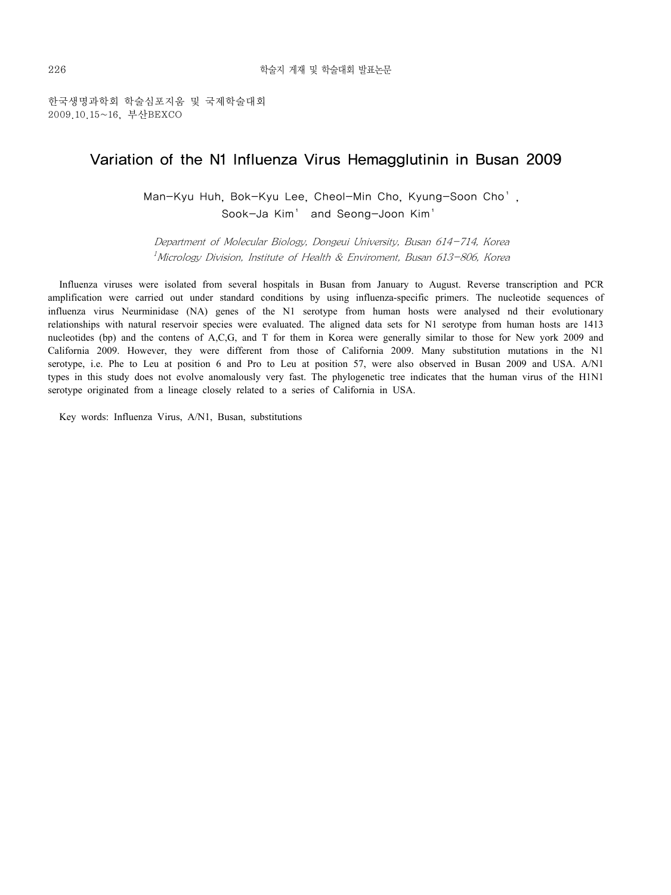한국생명과학회 학술심포지움 및 국제학술대회
2009.10.15~16, 부산BEXCO

# Variation of the N1 Influenza Virus Hemagglutinin in Busan 2009

Man-Kyu Huh, Bok-Kyu Lee, Cheol-Min Cho, Kyung-Soon Cho[1], Sook-Ja Kim[1] and Seong-Joon Kim[1]

*Department of Molecular Biology, Dongeui University, Busan 614-714, Korea*
*[1]Micrology Division, Institute of Health & Enviroment, Busan 613-806, Korea*

Influenza viruses were isolated from several hospitals in Busan from January to August. Reverse transcription and PCR amplification were carried out under standard conditions by using influenza-specific primers. The nucleotide sequences of influenza virus Neurminidase (NA) genes of the N1 serotype from human hosts were analysed nd their evolutionary relationships with natural reservoir species were evaluated. The aligned data sets for N1 serotype from human hosts are 1413 nucleotides (bp) and the contens of A,C,G, and T for them in Korea were generally similar to those for New york 2009 and California 2009. However, they were different from those of California 2009. Many substitution mutations in the N1 serotype, i.e. Phe to Leu at position 6 and Pro to Leu at position 57, were also observed in Busan 2009 and USA. A/N1 types in this study does not evolve anomalously very fast. The phylogenetic tree indicates that the human virus of the H1N1 serotype originated from a lineage closely related to a series of California in USA.

Key words: Influenza Virus, A/N1, Busan, substitutions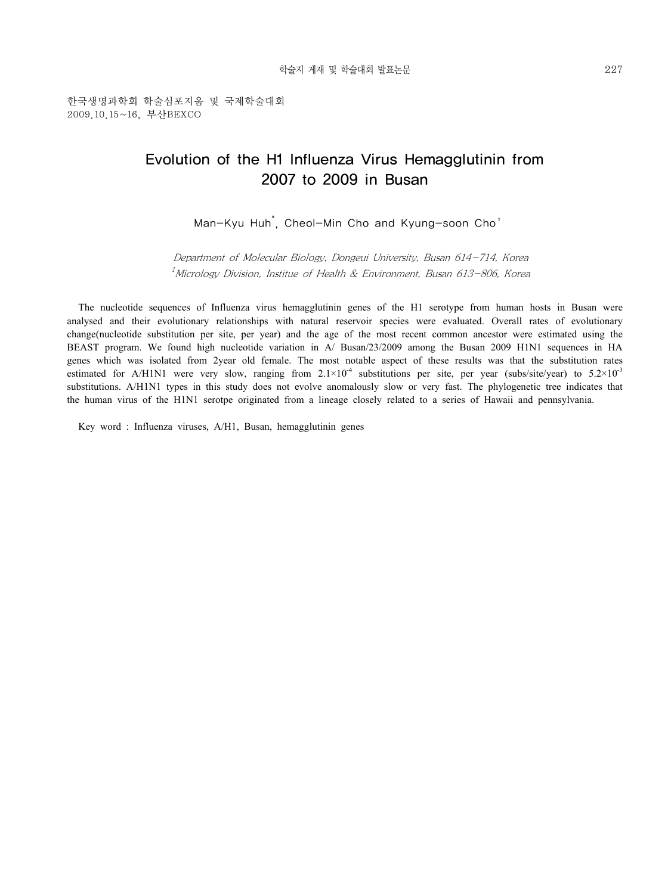한국생명과학회 학술심포지움 및 국제학술대회
2009.10.15~16, 부산BEXCO

# Evolution of the H1 Influenza Virus Hemagglutinin from 2007 to 2009 in Busan

Man-Kyu Huh*, Cheol-Min Cho and Kyung-soon Cho[1]

*Department of Molecular Biology, Dongeui University, Busan 614-714, Korea*
[1]*Micrology Division, Institue of Health & Environment, Busan 613-806, Korea*

The nucleotide sequences of Influenza virus hemagglutinin genes of the H1 serotype from human hosts in Busan were analysed and their evolutionary relationships with natural reservoir species were evaluated. Overall rates of evolutionary change(nucleotide substitution per site, per year) and the age of the most recent common ancestor were estimated using the BEAST program. We found high nucleotide variation in A/ Busan/23/2009 among the Busan 2009 H1N1 sequences in HA genes which was isolated from 2year old female. The most notable aspect of these results was that the substitution rates estimated for A/H1N1 were very slow, ranging from $2.1\times10^{-4}$ substitutions per site, per year (subs/site/year) to $5.2\times10^{-3}$ substitutions. A/H1N1 types in this study does not evolve anomalously slow or very fast. The phylogenetic tree indicates that the human virus of the H1N1 serotpe originated from a lineage closely related to a series of Hawaii and pennsylvania.

Key word : Influenza viruses, A/H1, Busan, hemagglutinin genes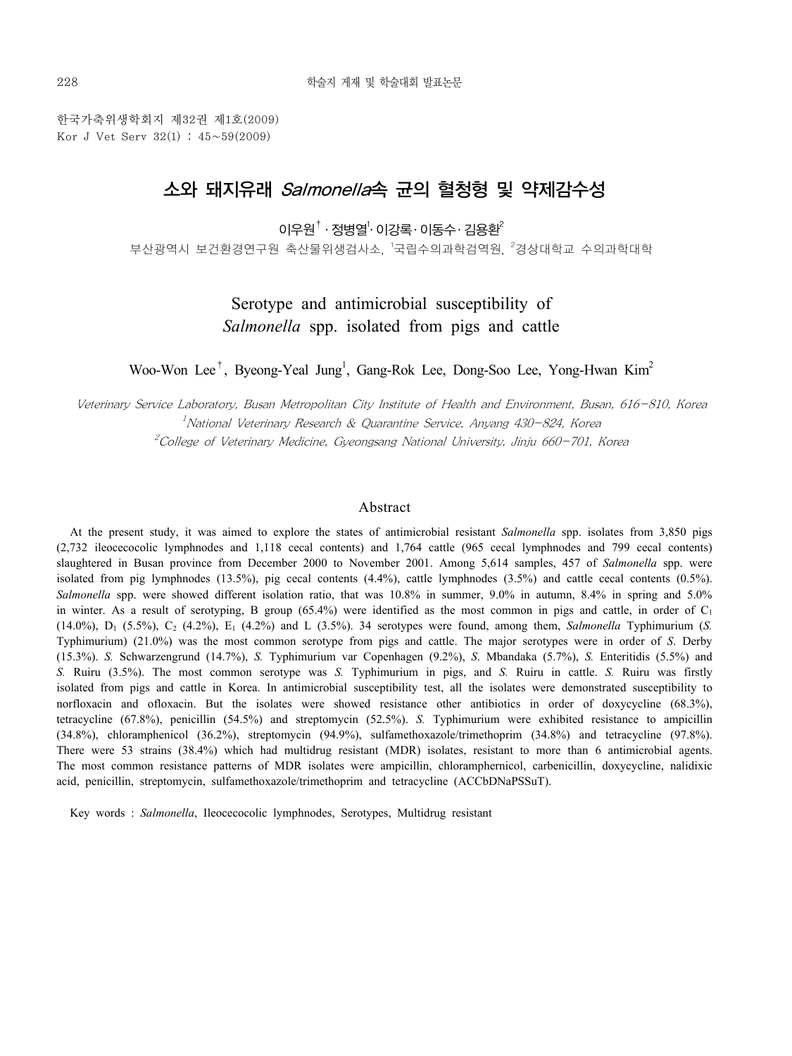한국가축위생학회지 제32권 제1호(2009)
Kor J Vet Serv 32(1) : 45~59(2009)

# 소와 돼지유래 *Salmonella*속 균의 혈청형 및 약제감수성

이우원† · 정병열[1] · 이강록 · 이동수 · 김용환[2]

부산광역시 보건환경연구원 축산물위생검사소, [1]국립수의과학검역원, [2]경상대학교 수의과학대학

# Serotype and antimicrobial susceptibility of *Salmonella* spp. isolated from pigs and cattle

Woo-Won Lee†, Byeong-Yeal Jung[1], Gang-Rok Lee, Dong-Soo Lee, Yong-Hwan Kim[2]

*Veterinary Service Laboratory, Busan Metropolitan City Institute of Health and Environment, Busan, 616-810, Korea*
*[1]National Veterinary Research & Quarantine Service, Anyang 430-824, Korea*
*[2]College of Veterinary Medicine, Gyeongsang National University, Jinju 660-701, Korea*

## Abstract

At the present study, it was aimed to explore the states of antimicrobial resistant *Salmonella* spp. isolates from 3,850 pigs (2,732 ileocecocolic lymphnodes and 1,118 cecal contents) and 1,764 cattle (965 cecal lymphnodes and 799 cecal contents) slaughtered in Busan province from December 2000 to November 2001. Among 5,614 samples, 457 of *Salmonella* spp. were isolated from pig lymphnodes (13.5%), pig cecal contents (4.4%), cattle lymphnodes (3.5%) and cattle cecal contents (0.5%). *Salmonella* spp. were showed different isolation ratio, that was 10.8% in summer, 9.0% in autumn, 8.4% in spring and 5.0% in winter. As a result of serotyping, B group (65.4%) were identified as the most common in pigs and cattle, in order of $C_1$ (14.0%), $D_1$ (5.5%), $C_2$ (4.2%), $E_1$ (4.2%) and L (3.5%). 34 serotypes were found, among them, *Salmonella* Typhimurium (*S.* Typhimurium) (21.0%) was the most common serotype from pigs and cattle. The major serotypes were in order of *S.* Derby (15.3%). *S.* Schwarzengrund (14.7%), *S.* Typhimurium var Copenhagen (9.2%), *S.* Mbandaka (5.7%), *S.* Enteritidis (5.5%) and *S.* Ruiru (3.5%). The most common serotype was *S.* Typhimurium in pigs, and *S.* Ruiru in cattle. *S.* Ruiru was firstly isolated from pigs and cattle in Korea. In antimicrobial susceptibility test, all the isolates were demonstrated susceptibility to norfloxacin and ofloxacin. But the isolates were showed resistance other antibiotics in order of doxycycline (68.3%), tetracycline (67.8%), penicillin (54.5%) and streptomycin (52.5%). *S.* Typhimurium were exhibited resistance to ampicillin (34.8%), chloramphenicol (36.2%), streptomycin (94.9%), sulfamethoxazole/trimethoprim (34.8%) and tetracycline (97.8%). There were 53 strains (38.4%) which had multidrug resistant (MDR) isolates, resistant to more than 6 antimicrobial agents. The most common resistance patterns of MDR isolates were ampicillin, chloramphernicol, carbenicillin, doxycycline, nalidixic acid, penicillin, streptomycin, sulfamethoxazole/trimethoprim and tetracycline (ACCbDNaPSSuT).

Key words : *Salmonella*, Ileocecocolic lymphnodes, Serotypes, Multidrug resistant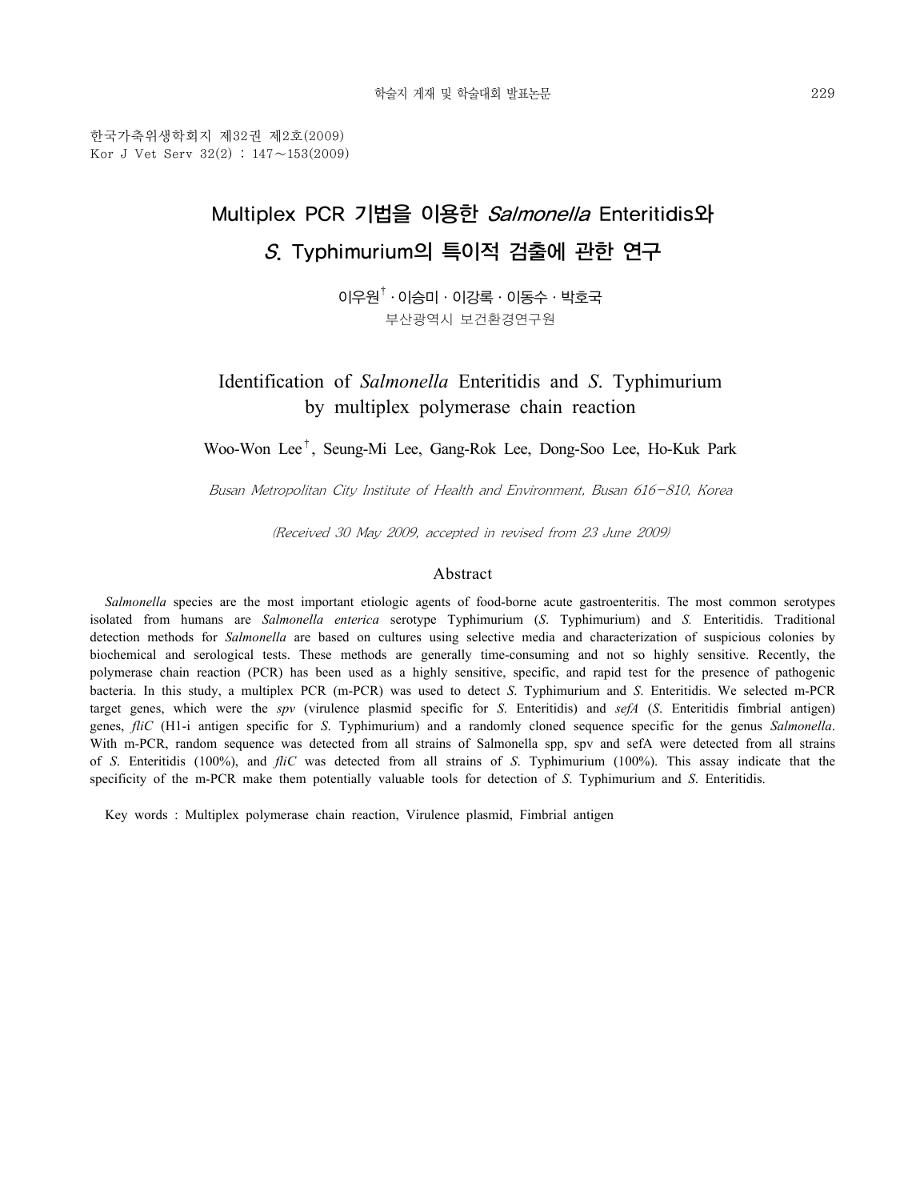한국가축위생학회지 제32권 제2호(2009)
Kor J Vet Serv 32(2) : 147~153(2009)

# Multiplex PCR 기법을 이용한 *Salmonella* Enteritidis와 *S.* Typhimurium의 특이적 검출에 관한 연구

이우원[†] · 이승미 · 이강록 · 이동수 · 박호국

부산광역시 보건환경연구원

# Identification of *Salmonella* Enteritidis and *S*. Typhimurium by multiplex polymerase chain reaction

Woo-Won Lee[†], Seung-Mi Lee, Gang-Rok Lee, Dong-Soo Lee, Ho-Kuk Park

*Busan Metropolitan City Institute of Health and Environment, Busan 616-810, Korea*

*(Received 30 May 2009, accepted in revised from 23 June 2009)*

## Abstract

*Salmonella* species are the most important etiologic agents of food-borne acute gastroenteritis. The most common serotypes isolated from humans are *Salmonella enterica* serotype Typhimurium (*S*. Typhimurium) and *S.* Enteritidis. Traditional detection methods for *Salmonella* are based on cultures using selective media and characterization of suspicious colonies by biochemical and serological tests. These methods are generally time-consuming and not so highly sensitive. Recently, the polymerase chain reaction (PCR) has been used as a highly sensitive, specific, and rapid test for the presence of pathogenic bacteria. In this study, a multiplex PCR (m-PCR) was used to detect *S*. Typhimurium and *S*. Enteritidis. We selected m-PCR target genes, which were the *spv* (virulence plasmid specific for *S*. Enteritidis) and *sefA* (*S*. Enteritidis fimbrial antigen) genes, *fliC* (H1-i antigen specific for *S*. Typhimurium) and a randomly cloned sequence specific for the genus *Salmonella*. With m-PCR, random sequence was detected from all strains of Salmonella spp, spv and sefA were detected from all strains of *S*. Enteritidis (100%), and *fliC* was detected from all strains of *S*. Typhimurium (100%). This assay indicate that the specificity of the m-PCR make them potentially valuable tools for detection of *S*. Typhimurium and *S*. Enteritidis.

Key words : Multiplex polymerase chain reaction, Virulence plasmid, Fimbrial antigen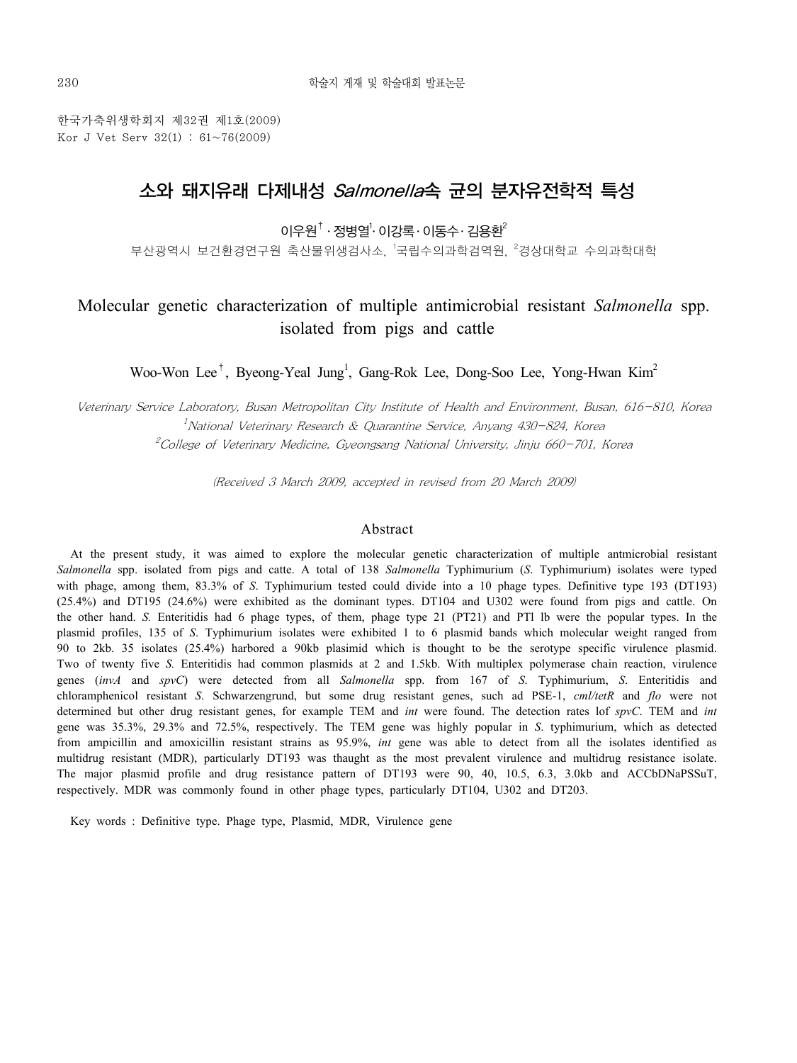한국가축위생학회지 제32권 제1호(2009)
Kor J Vet Serv 32(1) : 61~76(2009)

# 소와 돼지유래 다제내성 *Salmonella*속 균의 분자유전학적 특성

이우원† · 정병열[1]· 이강록 · 이동수 · 김용환[2]

부산광역시 보건환경연구원 축산물위생검사소, [1]국립수의과학검역원, [2]경상대학교 수의과학대학

# Molecular genetic characterization of multiple antimicrobial resistant *Salmonella* spp. isolated from pigs and cattle

Woo-Won Lee†, Byeong-Yeal Jung[1], Gang-Rok Lee, Dong-Soo Lee, Yong-Hwan Kim[2]

*Veterinary Service Laboratory, Busan Metropolitan City Institute of Health and Environment, Busan, 616-810, Korea*

*[1]National Veterinary Research & Quarantine Service, Anyang 430-824, Korea*

*[2]College of Veterinary Medicine, Gyeongsang National University, Jinju 660-701, Korea*

*(Received 3 March 2009, accepted in revised from 20 March 2009)*

## Abstract

At the present study, it was aimed to explore the molecular genetic characterization of multiple antmicrobial resistant *Salmonella* spp. isolated from pigs and catte. A total of 138 *Salmonella* Typhimurium (*S.* Typhimurium) isolates were typed with phage, among them, 83.3% of *S.* Typhimurium tested could divide into a 10 phage types. Definitive type 193 (DT193) (25.4%) and DT195 (24.6%) were exhibited as the dominant types. DT104 and U302 were found from pigs and cattle. On the other hand. *S.* Enteritidis had 6 phage types, of them, phage type 21 (PT21) and PTl lb were the popular types. In the plasmid profiles, 135 of *S.* Typhimurium isolates were exhibited 1 to 6 plasmid bands which molecular weight ranged from 90 to 2kb. 35 isolates (25.4%) harbored a 90kb plasimid which is thought to be the serotype specific virulence plasmid. Two of twenty five *S.* Enteritidis had common plasmids at 2 and 1.5kb. With multiplex polymerase chain reaction, virulence genes (*invA* and *spvC*) were detected from all *Salmonella* spp. from 167 of *S.* Typhimurium, *S.* Enteritidis and chloramphenicol resistant *S.* Schwarzengrund, but some drug resistant genes, such ad PSE-1, *cml/tetR* and *flo* were not determined but other drug resistant genes, for example TEM and *int* were found. The detection rates lof *spvC*. TEM and *int* gene was 35.3%, 29.3% and 72.5%, respectively. The TEM gene was highly popular in *S.* typhimurium, which as detected from ampicillin and amoxicillin resistant strains as 95.9%, *int* gene was able to detect from all the isolates identified as multidrug resistant (MDR), particularly DT193 was thaught as the most prevalent virulence and multidrug resistance isolate. The major plasmid profile and drug resistance pattern of DT193 were 90, 40, 10.5, 6.3, 3.0kb and ACCbDNaPSSuT, respectively. MDR was commonly found in other phage types, particularly DT104, U302 and DT203.

Key words : Definitive type. Phage type, Plasmid, MDR, Virulence gene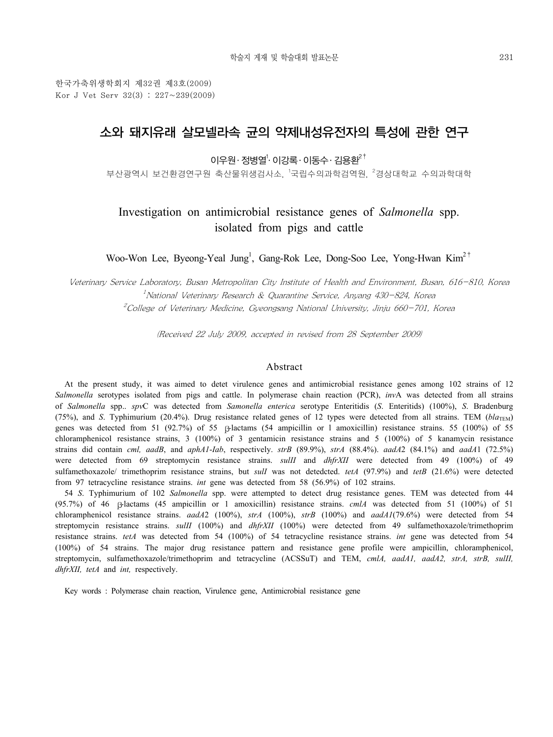한국가축위생학회지 제32권 제3호(2009)
Kor J Vet Serv 32(3) : 227∼239(2009)

# 소와 돼지유래 살모넬라속 균의 약제내성유전자의 특성에 관한 연구

이우원 · 정병열[1] · 이강록 · 이동수 · 김용환[2†]

부산광역시 보건환경연구원 축산물위생검사소, [1]국립수의과학검역원, [2]경상대학교 수의과학대학

# Investigation on antimicrobial resistance genes of *Salmonella* spp. isolated from pigs and cattle

Woo-Won Lee, Byeong-Yeal Jung[1], Gang-Rok Lee, Dong-Soo Lee, Yong-Hwan Kim[2†]

*Veterinary Service Laboratory, Busan Metropolitan City Institute of Health and Environment, Busan, 616-810, Korea*
*[1]National Veterinary Research & Quarantine Service, Anyang 430-824, Korea*
*[2]College of Veterinary Medicine, Gyeongsang National University, Jinju 660-701, Korea*

(Received 22 July 2009, accepted in revised from 28 September 2009)

## Abstract

At the present study, it was aimed to detet virulence genes and antimicrobial resistance genes among 102 strains of 12 *Salmonella* serotypes isolated from pigs and cattle. In polymerase chain reaction (PCR), *inv*A was detected from all strains of *Salmonella* spp.. *spv*C was detected from *Samonella enterica* serotype Enteritidis (*S.* Enteritidis) (100%), *S.* Bradenburg (75%), and *S.* Typhimurium (20.4%). Drug resistance related genes of 12 types were detected from all strains. TEM ($bla_{TEM}$) genes was detected from 51 (92.7%) of 55 β-lactams (54 ampicillin or 1 amoxicillin) resistance strains. 55 (100%) of 55 chloramphenicol resistance strains, 3 (100%) of 3 gentamicin resistance strains and 5 (100%) of 5 kanamycin resistance strains did contain *cml, aadB*, and *aphA1-Iab*, respectively. *strB* (89.9%), *strA* (88.4%). *aadA*2 (84.1%) and *aadA*1 (72.5%) were detected from 69 streptomycin resistance strains. *sulII* and *dhfrXII* were detected from 49 (100%) of 49 sulfamethoxazole/ trimethoprim resistance strains, but *sulI* was not detedcted. *tetA* (97.9%) and *tetB* (21.6%) were detected from 97 tetracycline resistance strains. *int* gene was detected from 58 (56.9%) of 102 strains.

54 *S.* Typhimurium of 102 *Salmonella* spp. were attempted to detect drug resistance genes. TEM was detected from 44 (95.7%) of 46 β-lactams (45 ampicillin or 1 amoxicillin) resistance strains. *cmlA* was detected from 51 (100%) of 51 chloramphenicol resistance strains. *aadA*2 (100%), *strA* (100%), *strB* (100%) and *aadA1*(79.6%) were detected from 54 streptomycin resistance strains. *sulII* (100%) and *dhfrXII* (100%) were detected from 49 sulfamethoxazole/trimethoprim resistance strains. *tetA* was detected from 54 (100%) of 54 tetracycline resistance strains. *int* gene was detected from 54 (100%) of 54 strains. The major drug resistance pattern and resistance gene profile were ampicillin, chloramphenicol, streptomycin, sulfamethoxazole/trimethoprim and tetracycline (ACSSuT) and TEM, *cmlA, aadA1, aadA2, strA, strB, sulII, dhfrXII, tetA* and *int,* respectively.

Key words : Polymerase chain reaction, Virulence gene, Antimicrobial resistance gene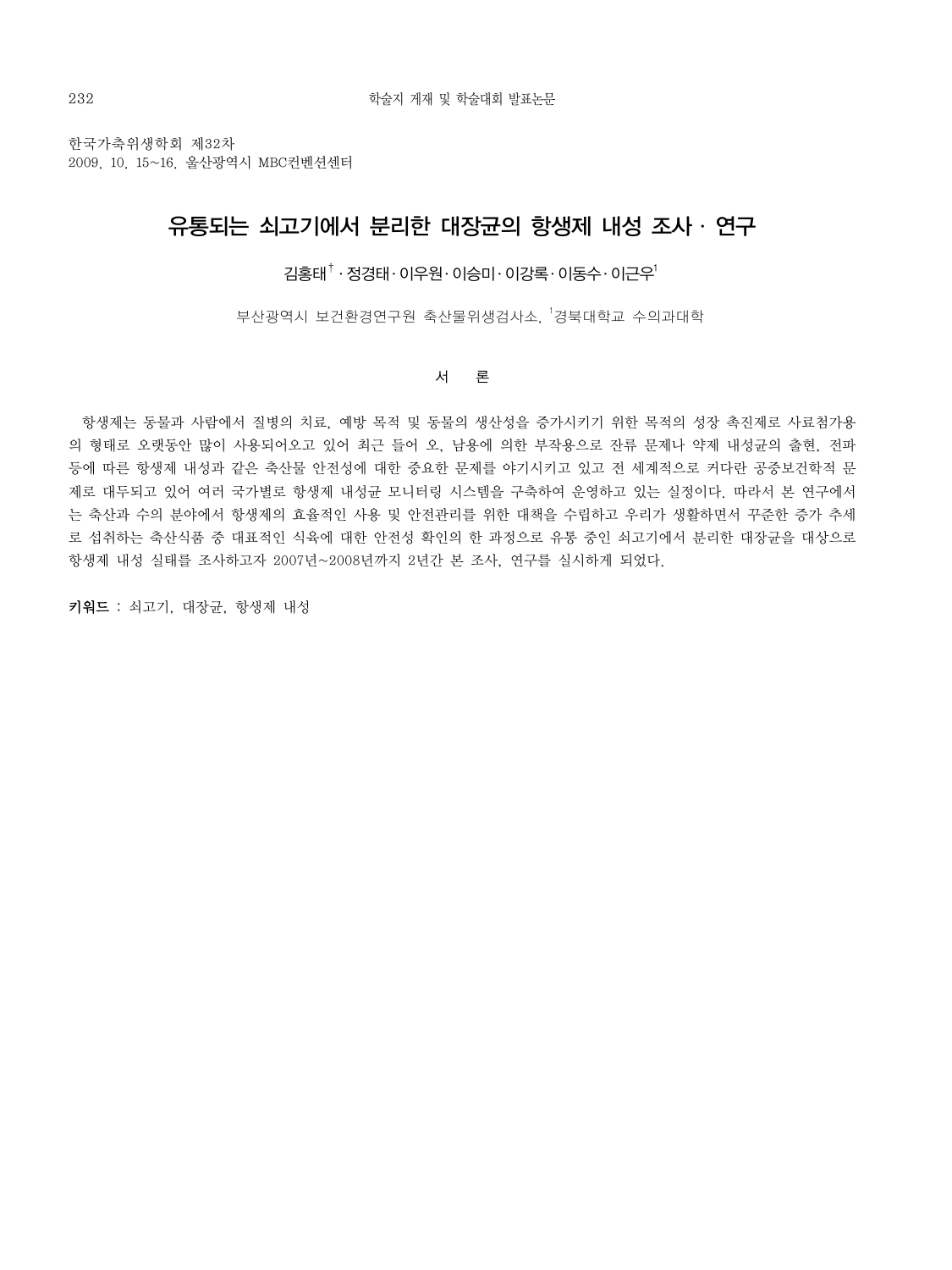한국가축위생학회 제32차
2009. 10. 15~16. 울산광역시 MBC컨벤션센터

# 유통되는 쇠고기에서 분리한 대장균의 항생제 내성 조사 · 연구

김홍태[†] · 정경태 · 이우원 · 이승미 · 이강록 · 이동수 · 이근우[1]

부산광역시 보건환경연구원 축산물위생검사소, [1]경북대학교 수의과대학

## 서 론

항생제는 동물과 사람에서 질병의 치료, 예방 목적 및 동물의 생산성을 증가시키기 위한 목적의 성장 촉진제로 사료첨가용의 형태로 오랫동안 많이 사용되어오고 있어 최근 들어 오, 남용에 의한 부작용으로 잔류 문제나 약제 내성균의 출현, 전파 등에 따른 항생제 내성과 같은 축산물 안전성에 대한 중요한 문제를 야기시키고 있고 전 세계적으로 커다란 공중보건학적 문제로 대두되고 있어 여러 국가별로 항생제 내성균 모니터링 시스템을 구축하여 운영하고 있는 실정이다. 따라서 본 연구에서는 축산과 수의 분야에서 항생제의 효율적인 사용 및 안전관리를 위한 대책을 수립하고 우리가 생활하면서 꾸준한 증가 추세로 섭취하는 축산식품 중 대표적인 식육에 대한 안전성 확인의 한 과정으로 유통 중인 쇠고기에서 분리한 대장균을 대상으로 항생제 내성 실태를 조사하고자 2007년~2008년까지 2년간 본 조사, 연구를 실시하게 되었다.

**키워드** : 쇠고기, 대장균, 항생제 내성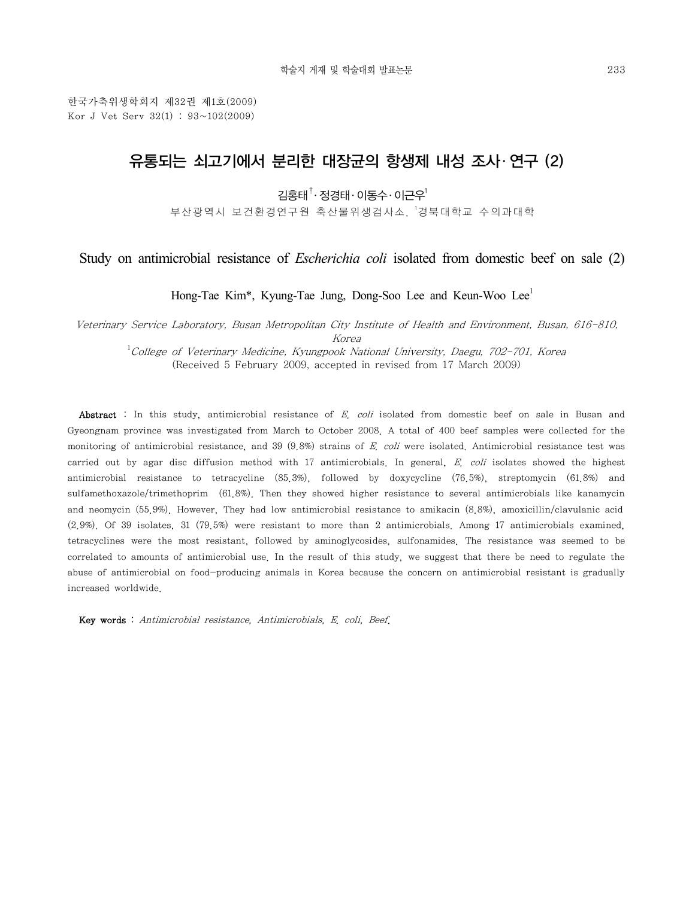한국가축위생학회지 제32권 제1호(2009)
Kor J Vet Serv 32(1) : 93~102(2009)

# 유통되는 쇠고기에서 분리한 대장균의 항생제 내성 조사·연구 (2)

김홍태[†]·정경태·이동수·이근우[1]

부산광역시 보건환경연구원 축산물위생검사소, [1]경북대학교 수의과대학

# Study on antimicrobial resistance of *Escherichia coli* isolated from domestic beef on sale (2)

Hong-Tae Kim*, Kyung-Tae Jung, Dong-Soo Lee and Keun-Woo Lee[1]

*Veterinary Service Laboratory, Busan Metropolitan City Institute of Health and Environment, Busan, 616-810, Korea*

[1]*College of Veterinary Medicine, Kyungpook National University, Daegu, 702-701, Korea*

(Received 5 February 2009, accepted in revised from 17 March 2009)

**Abstract** : In this study, antimicrobial resistance of *E. coli* isolated from domestic beef on sale in Busan and Gyeongnam province was investigated from March to October 2008. A total of 400 beef samples were collected for the monitoring of antimicrobial resistance, and 39 (9.8%) strains of *E. coli* were isolated. Antimicrobial resistance test was carried out by agar disc diffusion method with 17 antimicrobials. In general, *E. coli* isolates showed the highest antimicrobial resistance to tetracycline (85.3%), followed by doxycycline (76.5%), streptomycin (61.8%) and sulfamethoxazole/trimethoprim (61.8%). Then they showed higher resistance to several antimicrobials like kanamycin and neomycin (55.9%). However, They had low antimicrobial resistance to amikacin (8.8%), amoxicillin/clavulanic acid (2.9%). Of 39 isolates, 31 (79.5%) were resistant to more than 2 antimicrobials. Among 17 antimicrobials examined, tetracyclines were the most resistant, followed by aminoglycosides, sulfonamides. The resistance was seemed to be correlated to amounts of antimicrobial use. In the result of this study, we suggest that there be need to regulate the abuse of antimicrobial on food-producing animals in Korea because the concern on antimicrobial resistant is gradually increased worldwide.

**Key words** : *Antimicrobial resistance, Antimicrobials, E. coli, Beef.*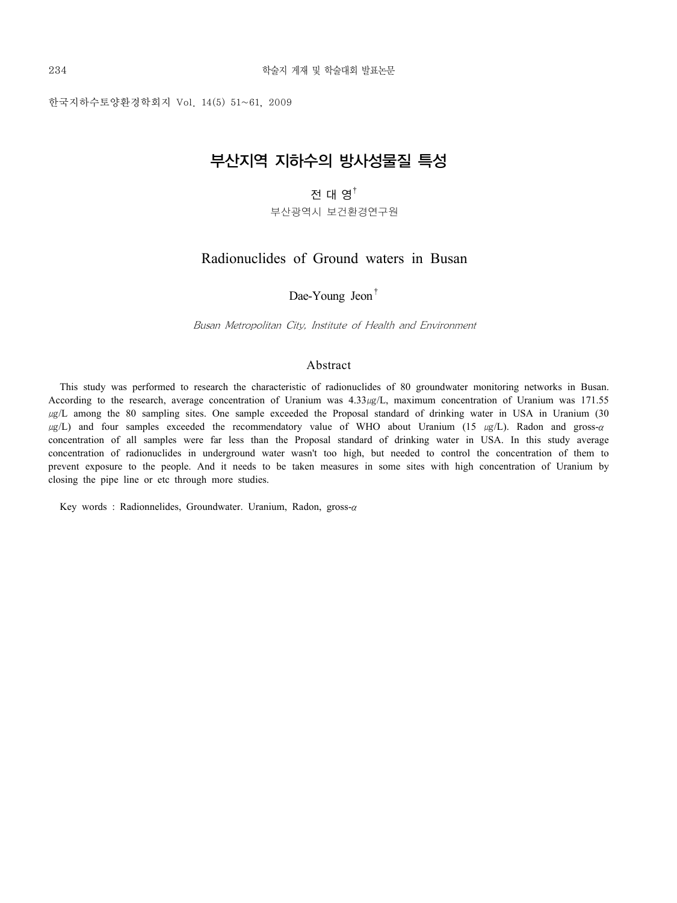한국지하수토양환경학회지 Vol. 14(5) 51~61, 2009

# 부산지역 지하수의 방사성물질 특성

전 대 영†

부산광역시 보건환경연구원

# Radionuclides of Ground waters in Busan

Dae-Young Jeon†

*Busan Metropolitan City, Institute of Health and Environment*

## Abstract

This study was performed to research the characteristic of radionuclides of 80 groundwater monitoring networks in Busan. According to the research, average concentration of Uranium was 4.33μg/L, maximum concentration of Uranium was 171.55 μg/L among the 80 sampling sites. One sample exceeded the Proposal standard of drinking water in USA in Uranium (30 μg/L) and four samples exceeded the recommendatory value of WHO about Uranium (15 μg/L). Radon and gross-$\alpha$ concentration of all samples were far less than the Proposal standard of drinking water in USA. In this study average concentration of radionuclides in underground water wasn't too high, but needed to control the concentration of them to prevent exposure to the people. And it needs to be taken measures in some sites with high concentration of Uranium by closing the pipe line or etc through more studies.

Key words : Radionnelides, Groundwater. Uranium, Radon, gross-$\alpha$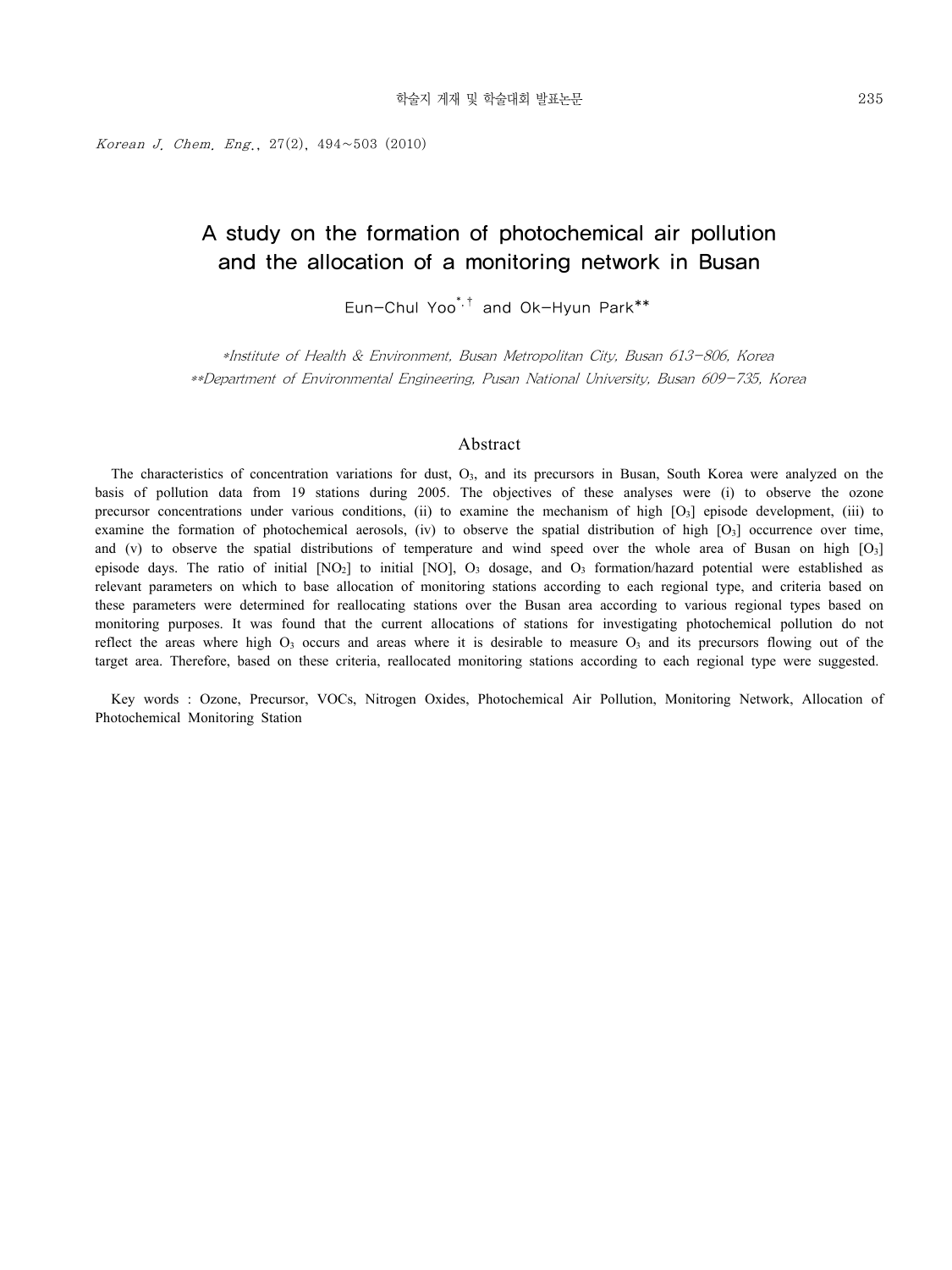Korean J. Chem. Eng., 27(2), 494~503 (2010)

# A study on the formation of photochemical air pollution and the allocation of a monitoring network in Busan

Eun-Chul Yoo[*,†] and Ok-Hyun Park[**]

*Institute of Health & Environment, Busan Metropolitan City, Busan 613-806, Korea

**Department of Environmental Engineering, Pusan National University, Busan 609-735, Korea

## Abstract

The characteristics of concentration variations for dust, $O_3$, and its precursors in Busan, South Korea were analyzed on the basis of pollution data from 19 stations during 2005. The objectives of these analyses were (i) to observe the ozone precursor concentrations under various conditions, (ii) to examine the mechanism of high $[O_3]$ episode development, (iii) to examine the formation of photochemical aerosols, (iv) to observe the spatial distribution of high $[O_3]$ occurrence over time, and (v) to observe the spatial distributions of temperature and wind speed over the whole area of Busan on high $[O_3]$ episode days. The ratio of initial $[NO_2]$ to initial $[NO]$, $O_3$ dosage, and $O_3$ formation/hazard potential were established as relevant parameters on which to base allocation of monitoring stations according to each regional type, and criteria based on these parameters were determined for reallocating stations over the Busan area according to various regional types based on monitoring purposes. It was found that the current allocations of stations for investigating photochemical pollution do not reflect the areas where high $O_3$ occurs and areas where it is desirable to measure $O_3$ and its precursors flowing out of the target area. Therefore, based on these criteria, reallocated monitoring stations according to each regional type were suggested.

Key words : Ozone, Precursor, VOCs, Nitrogen Oxides, Photochemical Air Pollution, Monitoring Network, Allocation of Photochemical Monitoring Station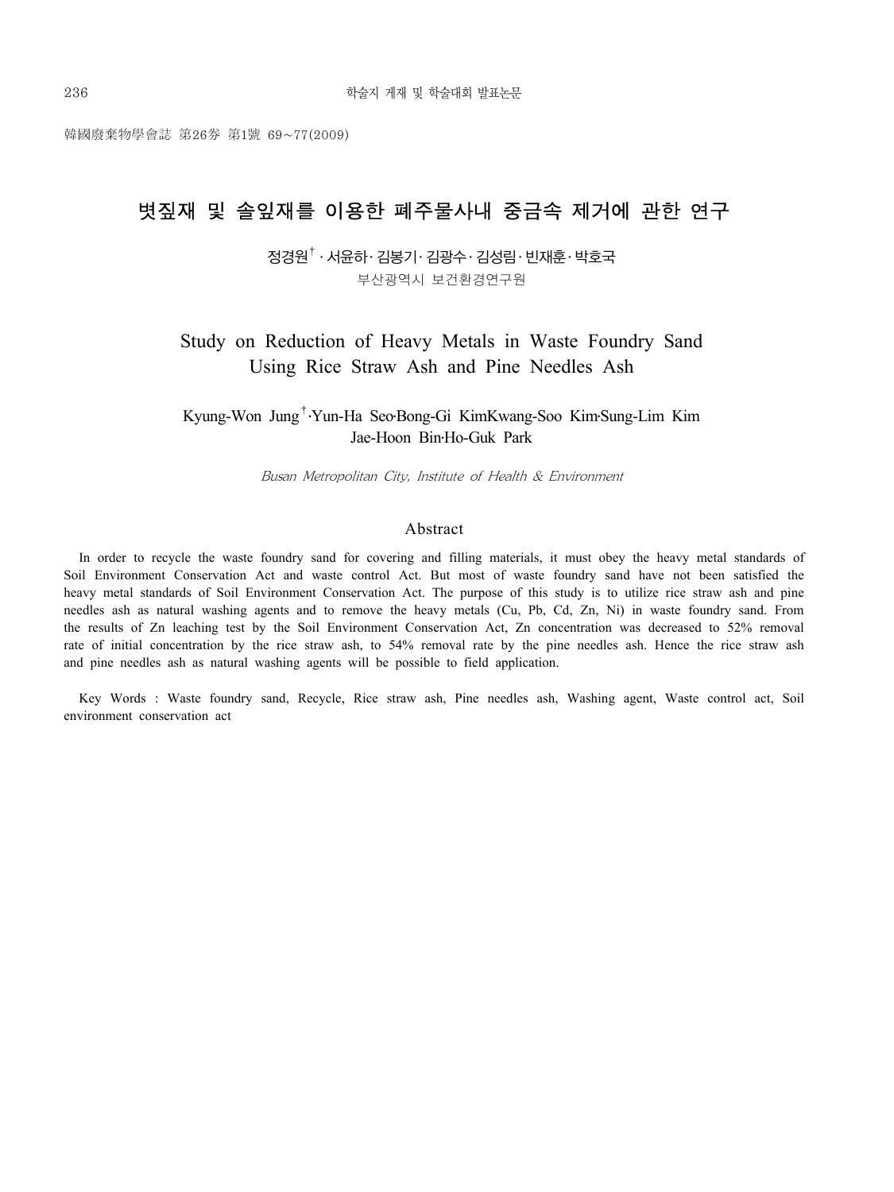韓國廢棄物學會誌 第26券 第1號 69~77(2009)

# 볏짚재 및 솔잎재를 이용한 폐주물사내 중금속 제거에 관한 연구

정경원[†] · 서윤하 · 김봉기 · 김광수 · 김성림 · 빈재훈 · 박호국

부산광역시 보건환경연구원

# Study on Reduction of Heavy Metals in Waste Foundry Sand Using Rice Straw Ash and Pine Needles Ash

Kyung-Won Jung[†]·Yun-Ha Seo·Bong-Gi KimKwang-Soo Kim·Sung-Lim Kim
Jae-Hoon Bin·Ho-Guk Park

*Busan Metropolitan City, Institute of Health & Environment*

## Abstract

In order to recycle the waste foundry sand for covering and filling materials, it must obey the heavy metal standards of Soil Environment Conservation Act and waste control Act. But most of waste foundry sand have not been satisfied the heavy metal standards of Soil Environment Conservation Act. The purpose of this study is to utilize rice straw ash and pine needles ash as natural washing agents and to remove the heavy metals (Cu, Pb, Cd, Zn, Ni) in waste foundry sand. From the results of Zn leaching test by the Soil Environment Conservation Act, Zn concentration was decreased to 52% removal rate of initial concentration by the rice straw ash, to 54% removal rate by the pine needles ash. Hence the rice straw ash and pine needles ash as natural washing agents will be possible to field application.

Key Words : Waste foundry sand, Recycle, Rice straw ash, Pine needles ash, Washing agent, Waste control act, Soil environment conservation act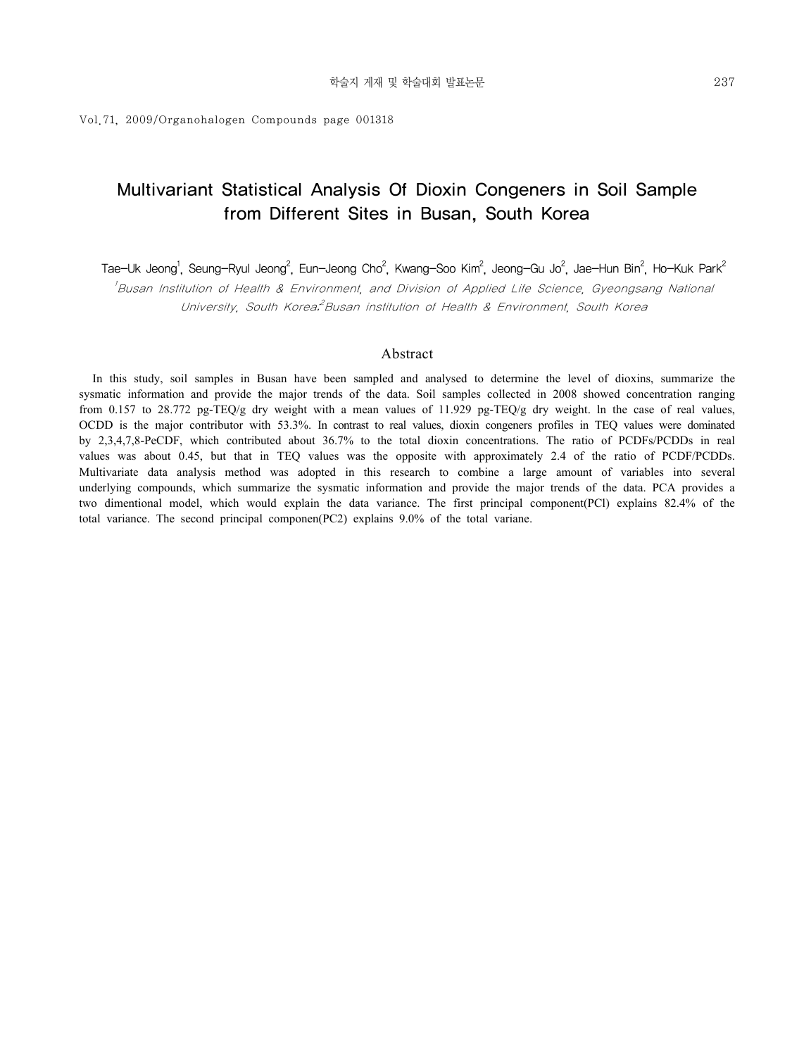Vol.71, 2009/Organohalogen Compounds page 001318

# Multivariant Statistical Analysis Of Dioxin Congeners in Soil Sample from Different Sites in Busan, South Korea

Tae-Uk Jeong[1], Seung-Ryul Jeong[2], Eun-Jeong Cho[2], Kwang-Soo Kim[2], Jeong-Gu Jo[2], Jae-Hun Bin[2], Ho-Kuk Park[2]

*[1]Busan Institution of Health & Environment, and Division of Applied Life Science, Gyeongsang National University, South Korea;[2]Busan institution of Health & Environment, South Korea*

## Abstract

In this study, soil samples in Busan have been sampled and analysed to determine the level of dioxins, summarize the sysmatic information and provide the major trends of the data. Soil samples collected in 2008 showed concentration ranging from 0.157 to 28.772 pg-TEQ/g dry weight with a mean values of 11.929 pg-TEQ/g dry weight. ln the case of real values, OCDD is the major contributor with 53.3%. In contrast to real values, dioxin congeners profiles in TEQ values were dominated by 2,3,4,7,8-PeCDF, which contributed about 36.7% to the total dioxin concentrations. The ratio of PCDFs/PCDDs in real values was about 0.45, but that in TEQ values was the opposite with approximately 2.4 of the ratio of PCDF/PCDDs. Multivariate data analysis method was adopted in this research to combine a large amount of variables into several underlying compounds, which summarize the sysmatic information and provide the major trends of the data. PCA provides a two dimentional model, which would explain the data variance. The first principal component(PCl) explains 82.4% of the total variance. The second principal componen(PC2) explains 9.0% of the total variane.